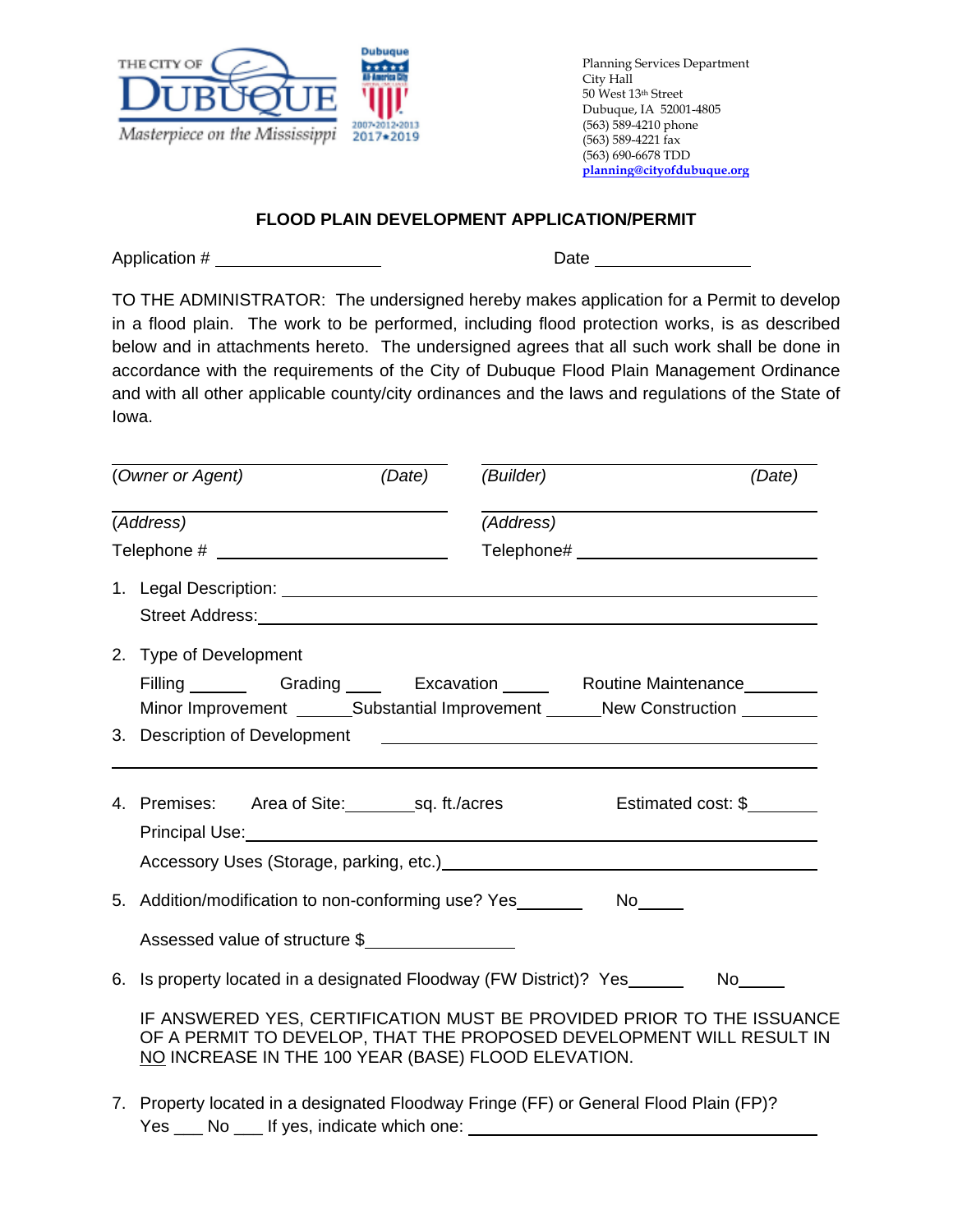THE CITY OF DUBUQUE
*Masterpiece on the Mississippi*

Dubuque All-America City 2007•2012•2013 2017•2019

Planning Services Department
City Hall
50 West 13th Street
Dubuque, IA 52001-4805
(563) 589-4210 phone
(563) 589-4221 fax
(563) 690-6678 TDD
planning@cityofdubuque.org

## FLOOD PLAIN DEVELOPMENT APPLICATION/PERMIT

Application # __________________ Date ________________

TO THE ADMINISTRATOR: The undersigned hereby makes application for a Permit to develop in a flood plain. The work to be performed, including flood protection works, is as described below and in attachments hereto. The undersigned agrees that all such work shall be done in accordance with the requirements of the City of Dubuque Flood Plain Management Ordinance and with all other applicable county/city ordinances and the laws and regulations of the State of Iowa.

| | |
|---|---|
| ______________________________ | ______________________________ |
| *(Owner or Agent)* *(Date)* | *(Builder)* *(Date)* |
| ______________________________ | ______________________________ |
| *(Address)* | *(Address)* |
| Telephone # ____________________ | Telephone# ____________________ |

1. Legal Description: ______________________________________________
   Street Address: ______________________________________________

2. Type of Development
   Filling ______ Grading ____ Excavation _____ Routine Maintenance________
   Minor Improvement ______Substantial Improvement ______New Construction ________

3. Description of Development ______________________________________________

   ______________________________________________________________________

4. Premises: Area of Site:________sq. ft./acres Estimated cost: $________
   Principal Use:______________________________________________
   Accessory Uses (Storage, parking, etc.)______________________________

5. Addition/modification to non-conforming use? Yes________ No_____

   Assessed value of structure $________________

6. Is property located in a designated Floodway (FW District)? Yes______ No_____

   IF ANSWERED YES, CERTIFICATION MUST BE PROVIDED PRIOR TO THE ISSUANCE OF A PERMIT TO DEVELOP, THAT THE PROPOSED DEVELOPMENT WILL RESULT IN NO INCREASE IN THE 100 YEAR (BASE) FLOOD ELEVATION.

7. Property located in a designated Floodway Fringe (FF) or General Flood Plain (FP)?
   Yes ___ No ___ If yes, indicate which one: ______________________________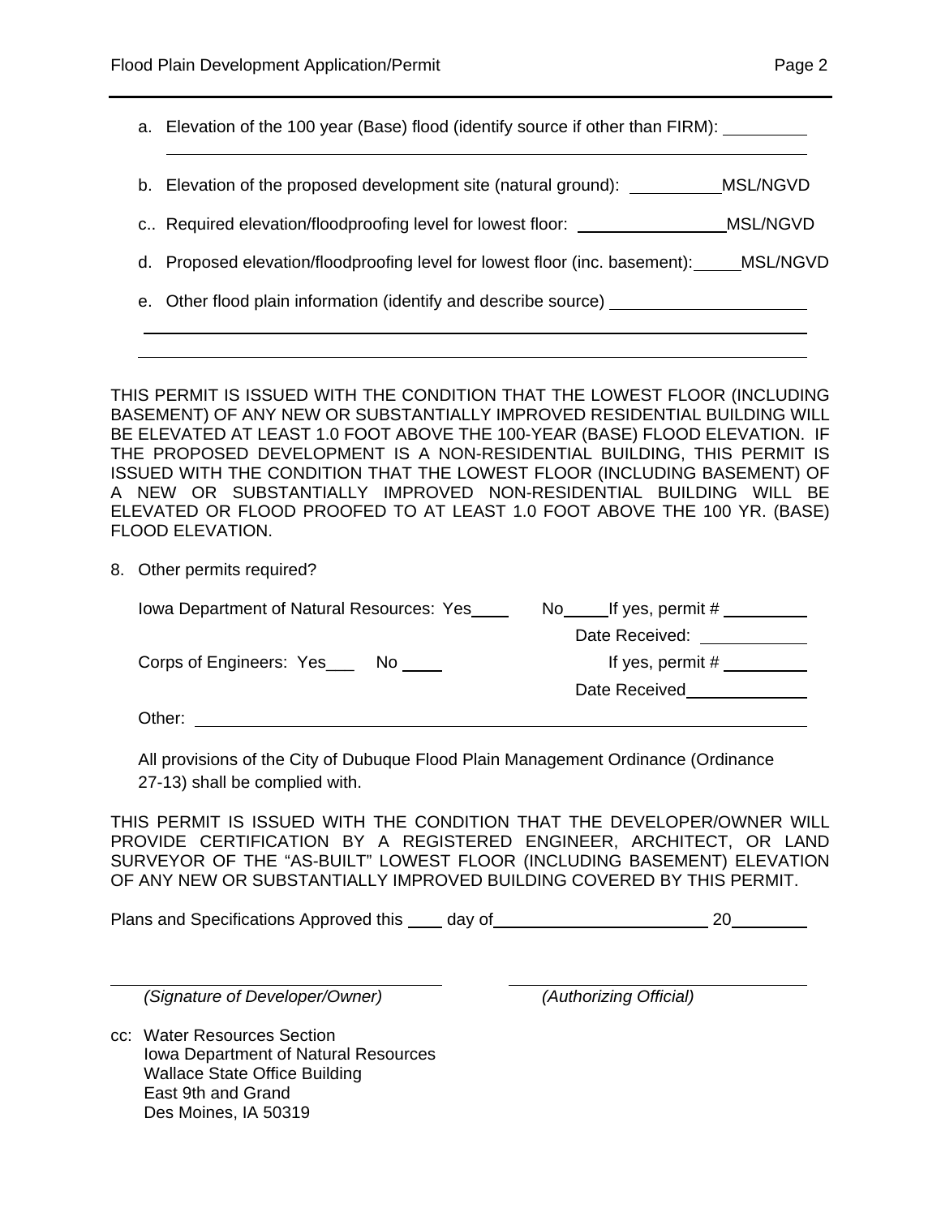a. Elevation of the 100 year (Base) flood (identify source if other than FIRM): __________

______________________________________________________________________

b. Elevation of the proposed development site (natural ground): __________MSL/NGVD

c.. Required elevation/floodproofing level for lowest floor: ________________MSL/NGVD

d. Proposed elevation/floodproofing level for lowest floor (inc. basement): _____MSL/NGVD

e. Other flood plain information (identify and describe source) ____________________

______________________________________________________________________

______________________________________________________________________

THIS PERMIT IS ISSUED WITH THE CONDITION THAT THE LOWEST FLOOR (INCLUDING BASEMENT) OF ANY NEW OR SUBSTANTIALLY IMPROVED RESIDENTIAL BUILDING WILL BE ELEVATED AT LEAST 1.0 FOOT ABOVE THE 100-YEAR (BASE) FLOOD ELEVATION. IF THE PROPOSED DEVELOPMENT IS A NON-RESIDENTIAL BUILDING, THIS PERMIT IS ISSUED WITH THE CONDITION THAT THE LOWEST FLOOR (INCLUDING BASEMENT) OF A NEW OR SUBSTANTIALLY IMPROVED NON-RESIDENTIAL BUILDING WILL BE ELEVATED OR FLOOD PROOFED TO AT LEAST 1.0 FOOT ABOVE THE 100 YR. (BASE) FLOOD ELEVATION.

8. Other permits required?

Iowa Department of Natural Resources: Yes____ No_____If yes, permit # _________

Date Received: ___________

Corps of Engineers: Yes___ No ____ If yes, permit # _________

Date Received_____________

Other: ______________________________________________________________

All provisions of the City of Dubuque Flood Plain Management Ordinance (Ordinance 27-13) shall be complied with.

THIS PERMIT IS ISSUED WITH THE CONDITION THAT THE DEVELOPER/OWNER WILL PROVIDE CERTIFICATION BY A REGISTERED ENGINEER, ARCHITECT, OR LAND SURVEYOR OF THE "AS-BUILT" LOWEST FLOOR (INCLUDING BASEMENT) ELEVATION OF ANY NEW OR SUBSTANTIALLY IMPROVED BUILDING COVERED BY THIS PERMIT.

Plans and Specifications Approved this ____ day of_______________________ 20________

______________________________ ______________________________

*(Signature of Developer/Owner)* *(Authorizing Official)*

cc: Water Resources Section
Iowa Department of Natural Resources
Wallace State Office Building
East 9th and Grand
Des Moines, IA 50319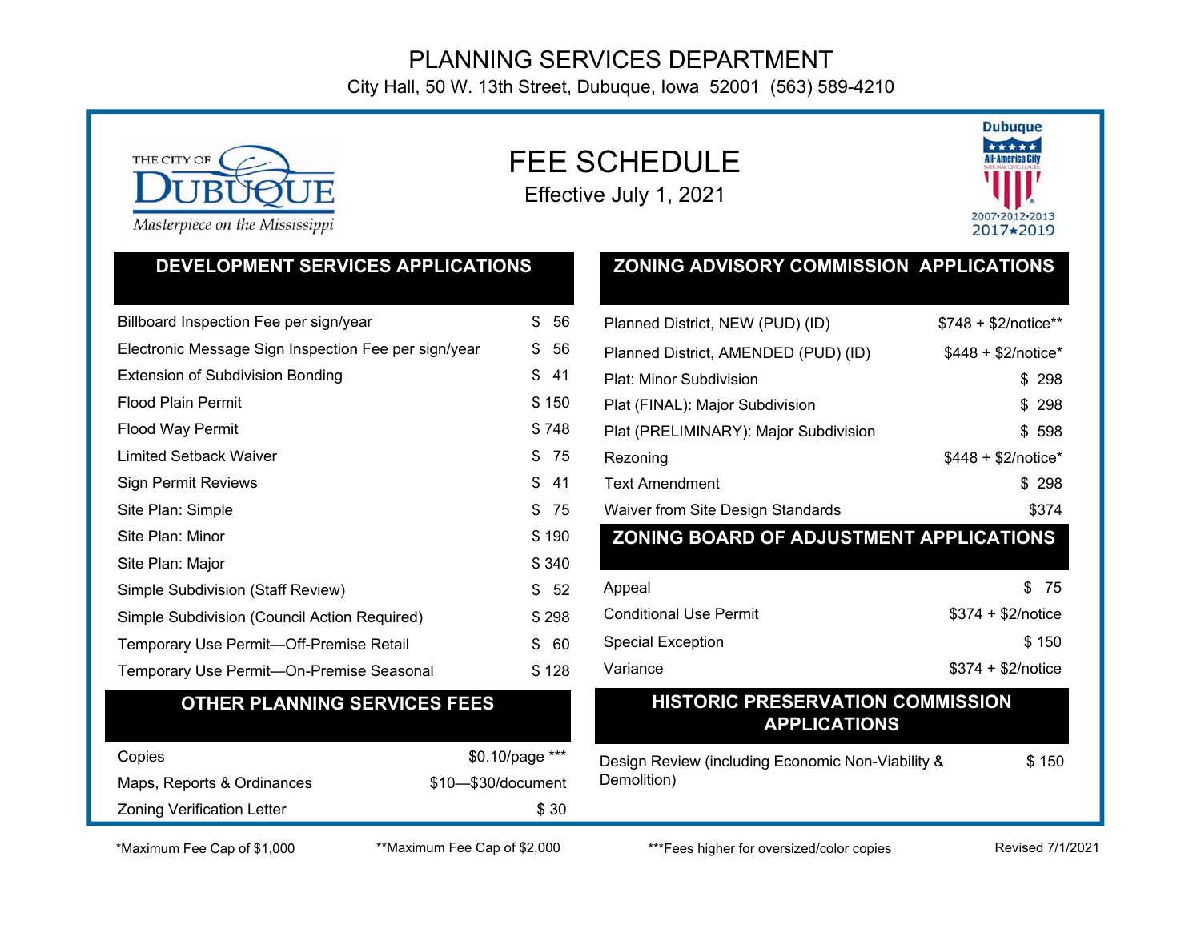# PLANNING SERVICES DEPARTMENT

City Hall, 50 W. 13th Street, Dubuque, Iowa 52001 (563) 589-4210

THE CITY OF DUBUQUE *Masterpiece on the Mississippi*

## FEE SCHEDULE

Effective July 1, 2021

Dubuque All-America City 2007•2012•2013 2017★2019

## DEVELOPMENT SERVICES APPLICATIONS

| | |
|---|---|
| Billboard Inspection Fee per sign/year | $ 56 |
| Electronic Message Sign Inspection Fee per sign/year | $ 56 |
| Extension of Subdivision Bonding | $ 41 |
| Flood Plain Permit | $ 150 |
| Flood Way Permit | $ 748 |
| Limited Setback Waiver | $ 75 |
| Sign Permit Reviews | $ 41 |
| Site Plan: Simple | $ 75 |
| Site Plan: Minor | $ 190 |
| Site Plan: Major | $ 340 |
| Simple Subdivision (Staff Review) | $ 52 |
| Simple Subdivision (Council Action Required) | $ 298 |
| Temporary Use Permit—Off-Premise Retail | $ 60 |
| Temporary Use Permit—On-Premise Seasonal | $ 128 |

## OTHER PLANNING SERVICES FEES

| | |
|---|---|
| Copies | $0.10/page *** |
| Maps, Reports & Ordinances | $10—$30/document |
| Zoning Verification Letter | $ 30 |

## ZONING ADVISORY COMMISSION APPLICATIONS

| | |
|---|---|
| Planned District, NEW (PUD) (ID) | $748 + $2/notice** |
| Planned District, AMENDED (PUD) (ID) | $448 + $2/notice* |
| Plat: Minor Subdivision | $ 298 |
| Plat (FINAL): Major Subdivision | $ 298 |
| Plat (PRELIMINARY): Major Subdivision | $ 598 |
| Rezoning | $448 + $2/notice* |
| Text Amendment | $ 298 |
| Waiver from Site Design Standards | $374 |

## ZONING BOARD OF ADJUSTMENT APPLICATIONS

| | |
|---|---|
| Appeal | $ 75 |
| Conditional Use Permit | $374 + $2/notice |
| Special Exception | $ 150 |
| Variance | $374 + $2/notice |

## HISTORIC PRESERVATION COMMISSION APPLICATIONS

| | |
|---|---|
| Design Review (including Economic Non-Viability & Demolition) | $ 150 |

*Maximum Fee Cap of $1,000

**Maximum Fee Cap of $2,000

***Fees higher for oversized/color copies

Revised 7/1/2021